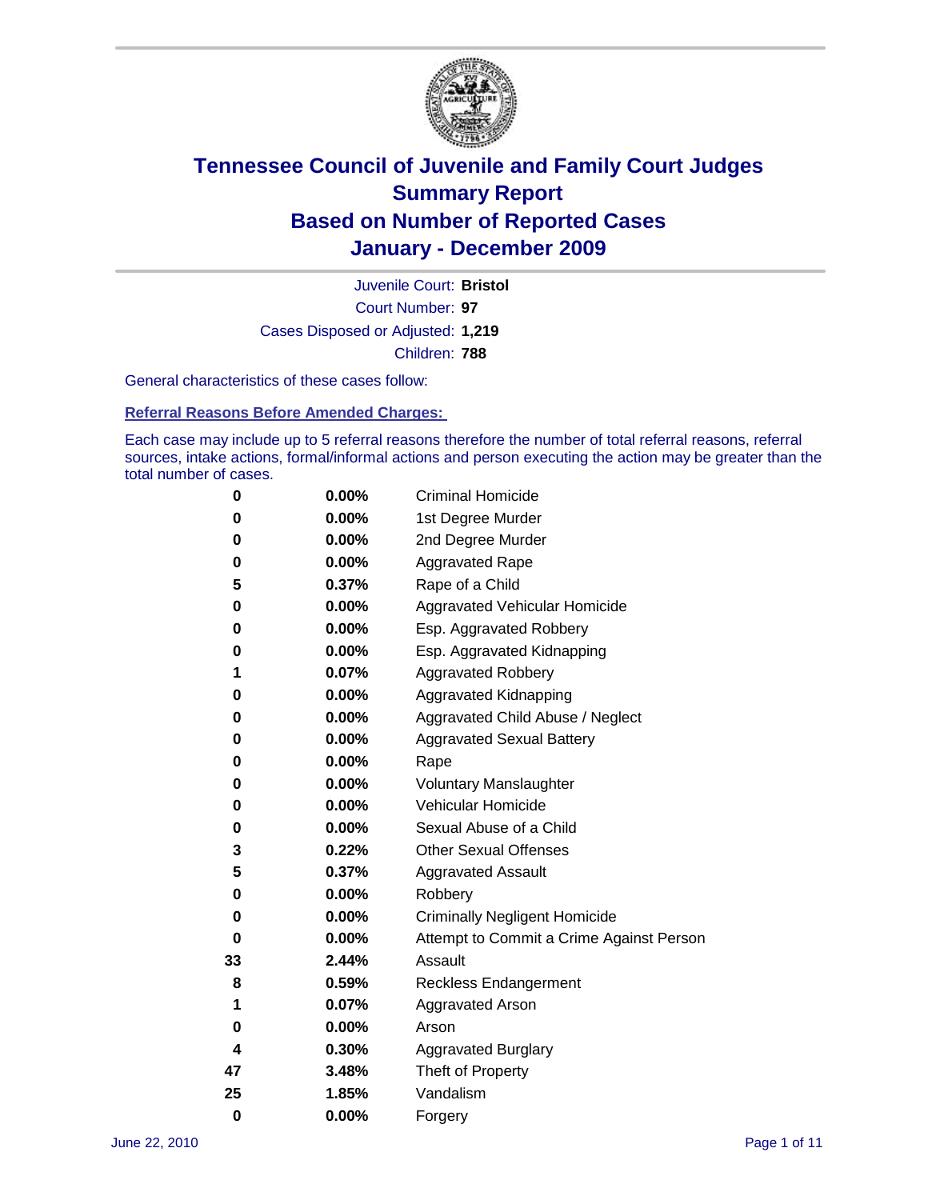# Tennessee Council of Juvenile and Family Court Judges
## Summary Report
## Based on Number of Reported Cases
## January - December 2009

Juvenile Court: **Bristol**
Court Number: **97**
Cases Disposed or Adjusted: **1,219**
Children: **788**

General characteristics of these cases follow:

### Referral Reasons Before Amended Charges:

Each case may include up to 5 referral reasons therefore the number of total referral reasons, referral sources, intake actions, formal/informal actions and person executing the action may be greater than the total number of cases.

| Count | Percent | Referral Reason |
|---|---|---|
| 0 | 0.00% | Criminal Homicide |
| 0 | 0.00% | 1st Degree Murder |
| 0 | 0.00% | 2nd Degree Murder |
| 0 | 0.00% | Aggravated Rape |
| 5 | 0.37% | Rape of a Child |
| 0 | 0.00% | Aggravated Vehicular Homicide |
| 0 | 0.00% | Esp. Aggravated Robbery |
| 0 | 0.00% | Esp. Aggravated Kidnapping |
| 1 | 0.07% | Aggravated Robbery |
| 0 | 0.00% | Aggravated Kidnapping |
| 0 | 0.00% | Aggravated Child Abuse / Neglect |
| 0 | 0.00% | Aggravated Sexual Battery |
| 0 | 0.00% | Rape |
| 0 | 0.00% | Voluntary Manslaughter |
| 0 | 0.00% | Vehicular Homicide |
| 0 | 0.00% | Sexual Abuse of a Child |
| 3 | 0.22% | Other Sexual Offenses |
| 5 | 0.37% | Aggravated Assault |
| 0 | 0.00% | Robbery |
| 0 | 0.00% | Criminally Negligent Homicide |
| 0 | 0.00% | Attempt to Commit a Crime Against Person |
| 33 | 2.44% | Assault |
| 8 | 0.59% | Reckless Endangerment |
| 1 | 0.07% | Aggravated Arson |
| 0 | 0.00% | Arson |
| 4 | 0.30% | Aggravated Burglary |
| 47 | 3.48% | Theft of Property |
| 25 | 1.85% | Vandalism |
| 0 | 0.00% | Forgery |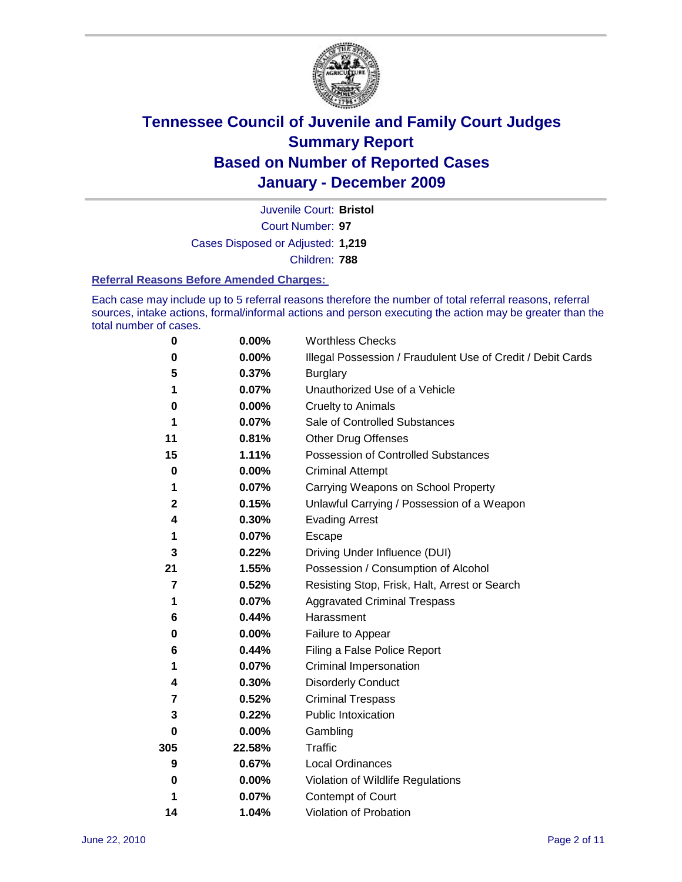# Tennessee Council of Juvenile and Family Court Judges
## Summary Report
## Based on Number of Reported Cases
## January - December 2009

Juvenile Court: **Bristol**
Court Number: **97**
Cases Disposed or Adjusted: **1,219**
Children: **788**

### Referral Reasons Before Amended Charges:

Each case may include up to 5 referral reasons therefore the number of total referral reasons, referral sources, intake actions, formal/informal actions and person executing the action may be greater than the total number of cases.

| Count | Percent | Referral Reason |
|---|---|---|
| 0 | 0.00% | Worthless Checks |
| 0 | 0.00% | Illegal Possession / Fraudulent Use of Credit / Debit Cards |
| 5 | 0.37% | Burglary |
| 1 | 0.07% | Unauthorized Use of a Vehicle |
| 0 | 0.00% | Cruelty to Animals |
| 1 | 0.07% | Sale of Controlled Substances |
| 11 | 0.81% | Other Drug Offenses |
| 15 | 1.11% | Possession of Controlled Substances |
| 0 | 0.00% | Criminal Attempt |
| 1 | 0.07% | Carrying Weapons on School Property |
| 2 | 0.15% | Unlawful Carrying / Possession of a Weapon |
| 4 | 0.30% | Evading Arrest |
| 1 | 0.07% | Escape |
| 3 | 0.22% | Driving Under Influence (DUI) |
| 21 | 1.55% | Possession / Consumption of Alcohol |
| 7 | 0.52% | Resisting Stop, Frisk, Halt, Arrest or Search |
| 1 | 0.07% | Aggravated Criminal Trespass |
| 6 | 0.44% | Harassment |
| 0 | 0.00% | Failure to Appear |
| 6 | 0.44% | Filing a False Police Report |
| 1 | 0.07% | Criminal Impersonation |
| 4 | 0.30% | Disorderly Conduct |
| 7 | 0.52% | Criminal Trespass |
| 3 | 0.22% | Public Intoxication |
| 0 | 0.00% | Gambling |
| 305 | 22.58% | Traffic |
| 9 | 0.67% | Local Ordinances |
| 0 | 0.00% | Violation of Wildlife Regulations |
| 1 | 0.07% | Contempt of Court |
| 14 | 1.04% | Violation of Probation |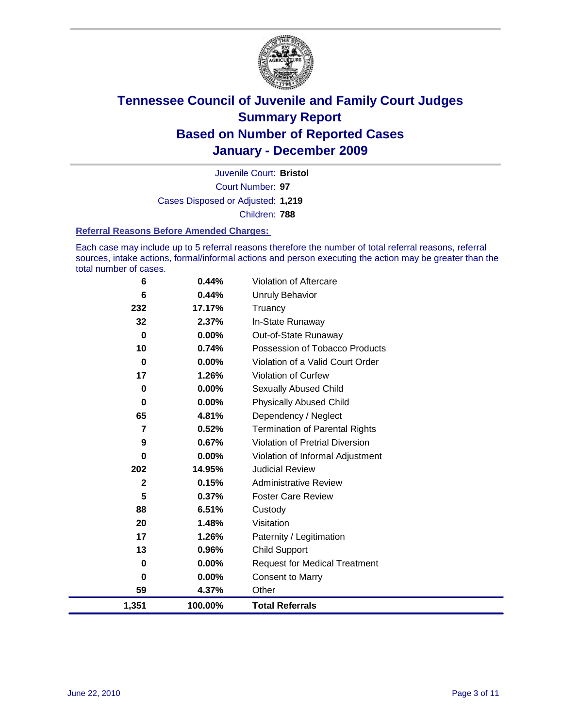# Tennessee Council of Juvenile and Family Court Judges
## Summary Report
## Based on Number of Reported Cases
## January - December 2009

Juvenile Court: **Bristol**

Court Number: **97**

Cases Disposed or Adjusted: **1,219**

Children: **788**

### Referral Reasons Before Amended Charges:

Each case may include up to 5 referral reasons therefore the number of total referral reasons, referral sources, intake actions, formal/informal actions and person executing the action may be greater than the total number of cases.

| Count | Percent | Referral Reason |
|---|---|---|
| 6 | 0.44% | Violation of Aftercare |
| 6 | 0.44% | Unruly Behavior |
| 232 | 17.17% | Truancy |
| 32 | 2.37% | In-State Runaway |
| 0 | 0.00% | Out-of-State Runaway |
| 10 | 0.74% | Possession of Tobacco Products |
| 0 | 0.00% | Violation of a Valid Court Order |
| 17 | 1.26% | Violation of Curfew |
| 0 | 0.00% | Sexually Abused Child |
| 0 | 0.00% | Physically Abused Child |
| 65 | 4.81% | Dependency / Neglect |
| 7 | 0.52% | Termination of Parental Rights |
| 9 | 0.67% | Violation of Pretrial Diversion |
| 0 | 0.00% | Violation of Informal Adjustment |
| 202 | 14.95% | Judicial Review |
| 2 | 0.15% | Administrative Review |
| 5 | 0.37% | Foster Care Review |
| 88 | 6.51% | Custody |
| 20 | 1.48% | Visitation |
| 17 | 1.26% | Paternity / Legitimation |
| 13 | 0.96% | Child Support |
| 0 | 0.00% | Request for Medical Treatment |
| 0 | 0.00% | Consent to Marry |
| 59 | 4.37% | Other |
| **1,351** | **100.00%** | **Total Referrals** |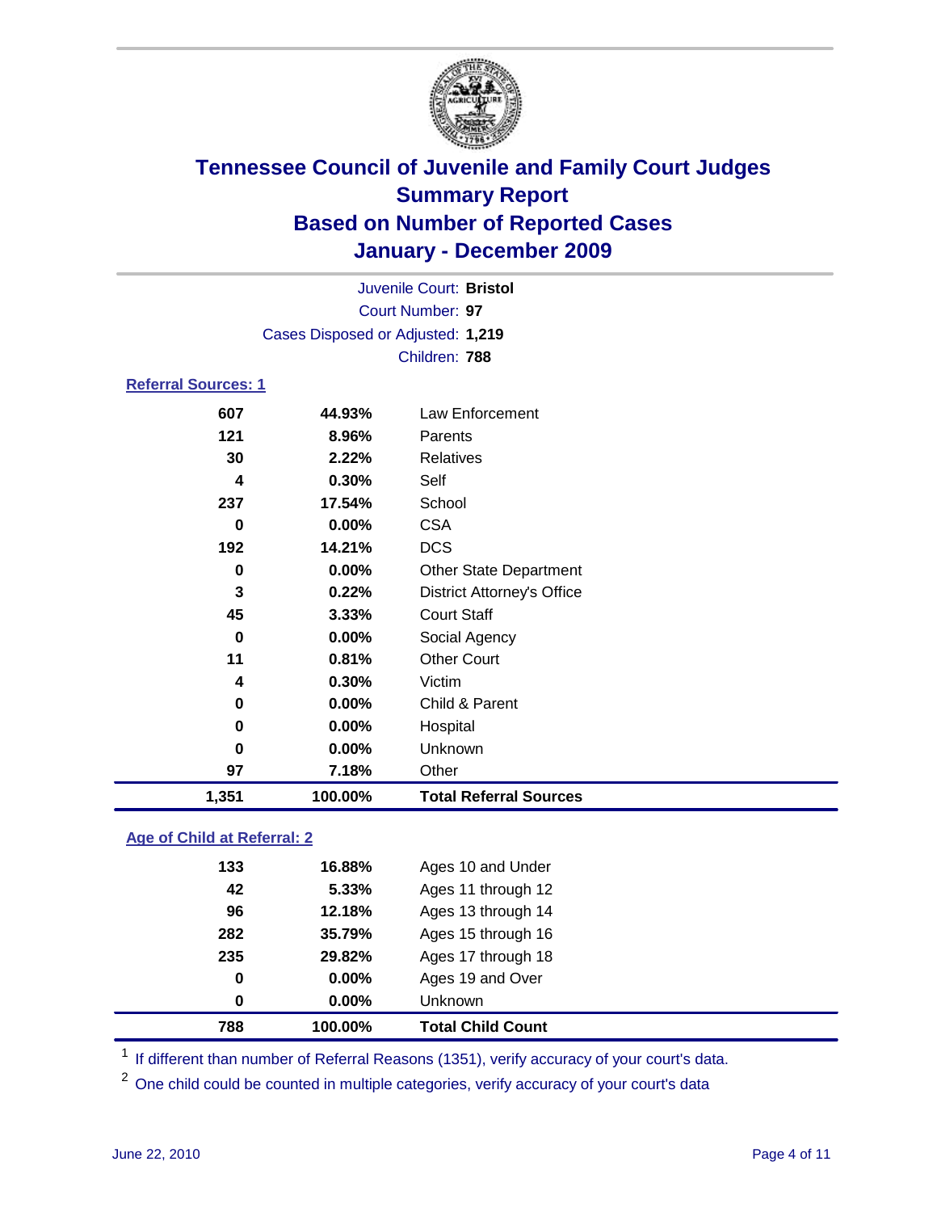# Tennessee Council of Juvenile and Family Court Judges
## Summary Report
## Based on Number of Reported Cases
## January - December 2009

Juvenile Court: **Bristol**

Court Number: **97**

Cases Disposed or Adjusted: **1,219**

Children: **788**

### Referral Sources: 1

| Count | Percent | Source |
|---|---|---|
| 607 | 44.93% | Law Enforcement |
| 121 | 8.96% | Parents |
| 30 | 2.22% | Relatives |
| 4 | 0.30% | Self |
| 237 | 17.54% | School |
| 0 | 0.00% | CSA |
| 192 | 14.21% | DCS |
| 0 | 0.00% | Other State Department |
| 3 | 0.22% | District Attorney's Office |
| 45 | 3.33% | Court Staff |
| 0 | 0.00% | Social Agency |
| 11 | 0.81% | Other Court |
| 4 | 0.30% | Victim |
| 0 | 0.00% | Child & Parent |
| 0 | 0.00% | Hospital |
| 0 | 0.00% | Unknown |
| 97 | 7.18% | Other |
| **1,351** | **100.00%** | **Total Referral Sources** |

### Age of Child at Referral: 2

| Count | Percent | Age |
|---|---|---|
| 133 | 16.88% | Ages 10 and Under |
| 42 | 5.33% | Ages 11 through 12 |
| 96 | 12.18% | Ages 13 through 14 |
| 282 | 35.79% | Ages 15 through 16 |
| 235 | 29.82% | Ages 17 through 18 |
| 0 | 0.00% | Ages 19 and Over |
| 0 | 0.00% | Unknown |
| **788** | **100.00%** | **Total Child Count** |

[1] If different than number of Referral Reasons (1351), verify accuracy of your court's data.

[2] One child could be counted in multiple categories, verify accuracy of your court's data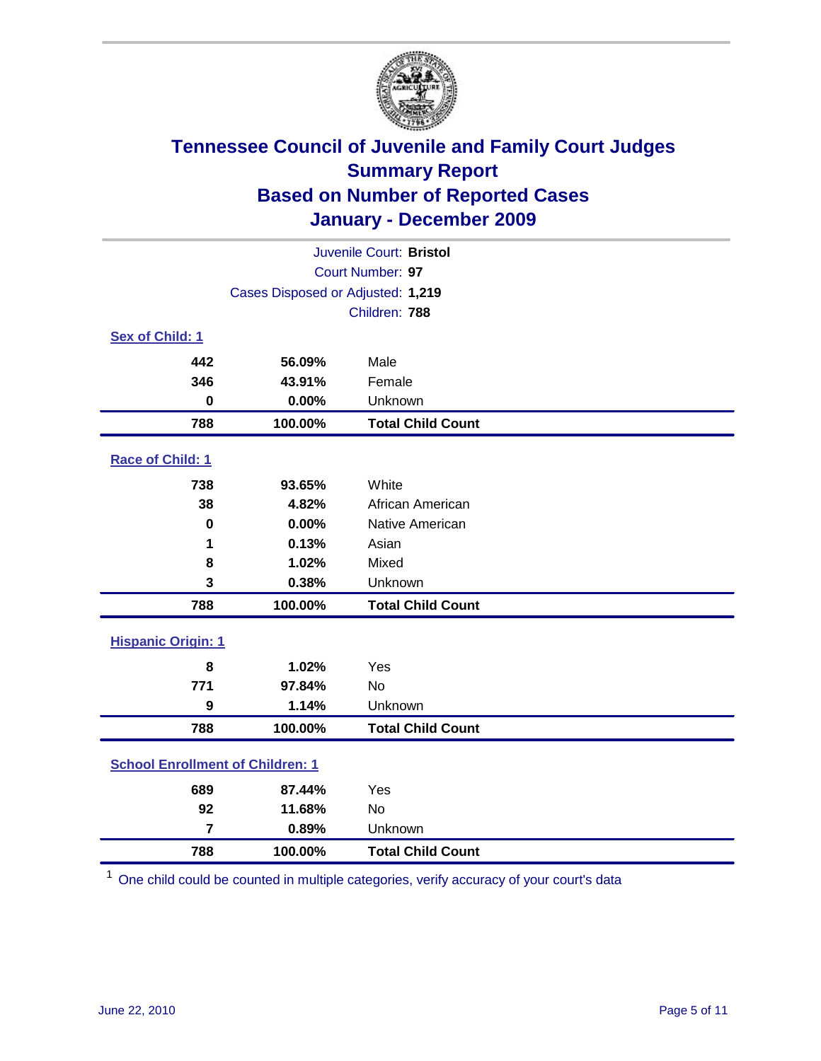# Tennessee Council of Juvenile and Family Court Judges
## Summary Report
## Based on Number of Reported Cases
## January - December 2009

Juvenile Court: **Bristol**
Court Number: **97**
Cases Disposed or Adjusted: **1,219**
Children: **788**

### Sex of Child: 1

| Count | Percent | Category |
|---|---|---|
| 442 | 56.09% | Male |
| 346 | 43.91% | Female |
| 0 | 0.00% | Unknown |
| **788** | **100.00%** | **Total Child Count** |

### Race of Child: 1

| Count | Percent | Category |
|---|---|---|
| 738 | 93.65% | White |
| 38 | 4.82% | African American |
| 0 | 0.00% | Native American |
| 1 | 0.13% | Asian |
| 8 | 1.02% | Mixed |
| 3 | 0.38% | Unknown |
| **788** | **100.00%** | **Total Child Count** |

### Hispanic Origin: 1

| Count | Percent | Category |
|---|---|---|
| 8 | 1.02% | Yes |
| 771 | 97.84% | No |
| 9 | 1.14% | Unknown |
| **788** | **100.00%** | **Total Child Count** |

### School Enrollment of Children: 1

| Count | Percent | Category |
|---|---|---|
| 689 | 87.44% | Yes |
| 92 | 11.68% | No |
| 7 | 0.89% | Unknown |
| **788** | **100.00%** | **Total Child Count** |

[1] One child could be counted in multiple categories, verify accuracy of your court's data

June 22, 2010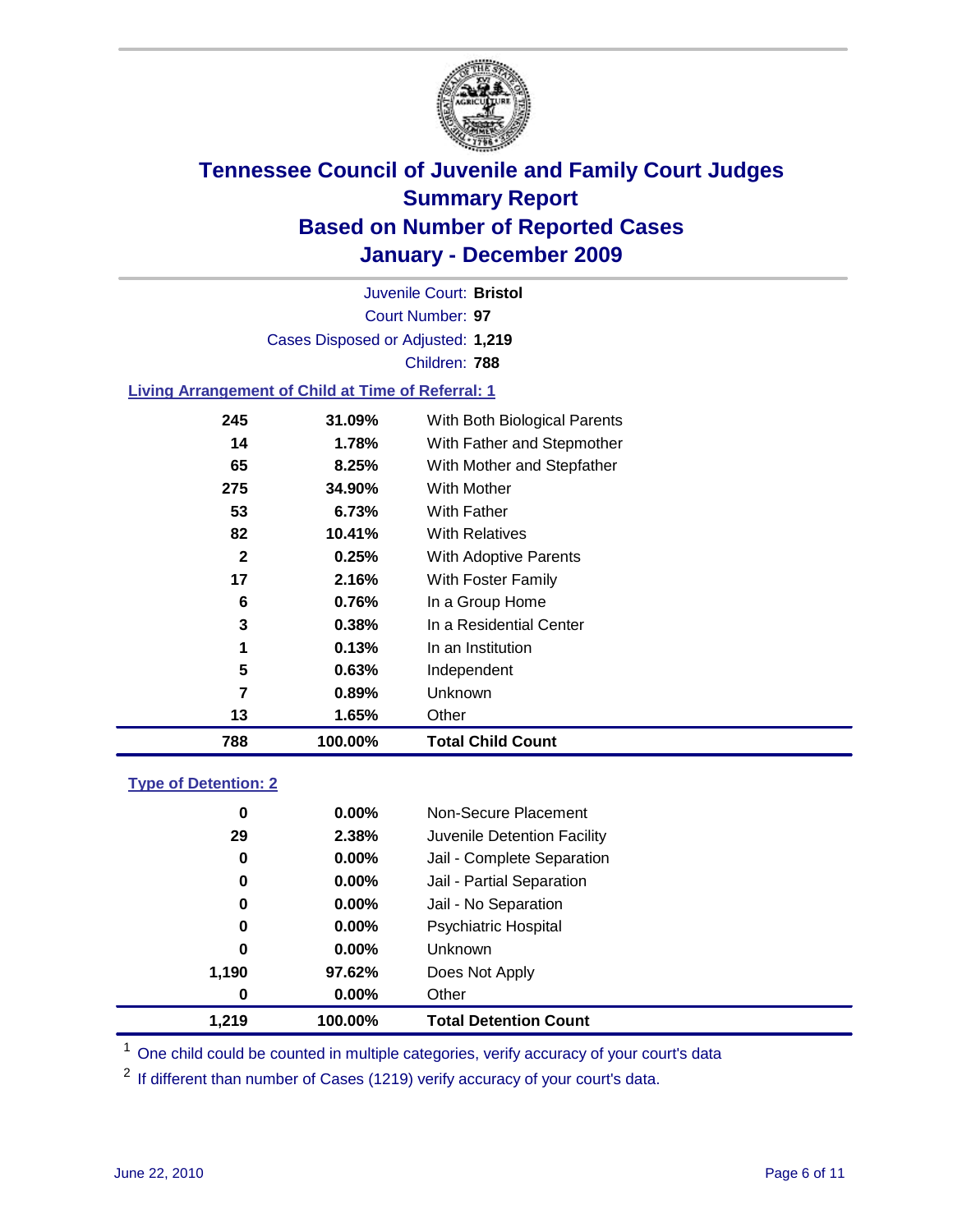# Tennessee Council of Juvenile and Family Court Judges
## Summary Report
## Based on Number of Reported Cases
## January - December 2009

Juvenile Court: **Bristol**
Court Number: **97**
Cases Disposed or Adjusted: **1,219**
Children: **788**

### Living Arrangement of Child at Time of Referral: 1

| Count | Percent | Category |
|---|---|---|
| 245 | 31.09% | With Both Biological Parents |
| 14 | 1.78% | With Father and Stepmother |
| 65 | 8.25% | With Mother and Stepfather |
| 275 | 34.90% | With Mother |
| 53 | 6.73% | With Father |
| 82 | 10.41% | With Relatives |
| 2 | 0.25% | With Adoptive Parents |
| 17 | 2.16% | With Foster Family |
| 6 | 0.76% | In a Group Home |
| 3 | 0.38% | In a Residential Center |
| 1 | 0.13% | In an Institution |
| 5 | 0.63% | Independent |
| 7 | 0.89% | Unknown |
| 13 | 1.65% | Other |
| **788** | **100.00%** | **Total Child Count** |

### Type of Detention: 2

| Count | Percent | Category |
|---|---|---|
| 0 | 0.00% | Non-Secure Placement |
| 29 | 2.38% | Juvenile Detention Facility |
| 0 | 0.00% | Jail - Complete Separation |
| 0 | 0.00% | Jail - Partial Separation |
| 0 | 0.00% | Jail - No Separation |
| 0 | 0.00% | Psychiatric Hospital |
| 0 | 0.00% | Unknown |
| 1,190 | 97.62% | Does Not Apply |
| 0 | 0.00% | Other |
| **1,219** | **100.00%** | **Total Detention Count** |

[1] One child could be counted in multiple categories, verify accuracy of your court's data

[2] If different than number of Cases (1219) verify accuracy of your court's data.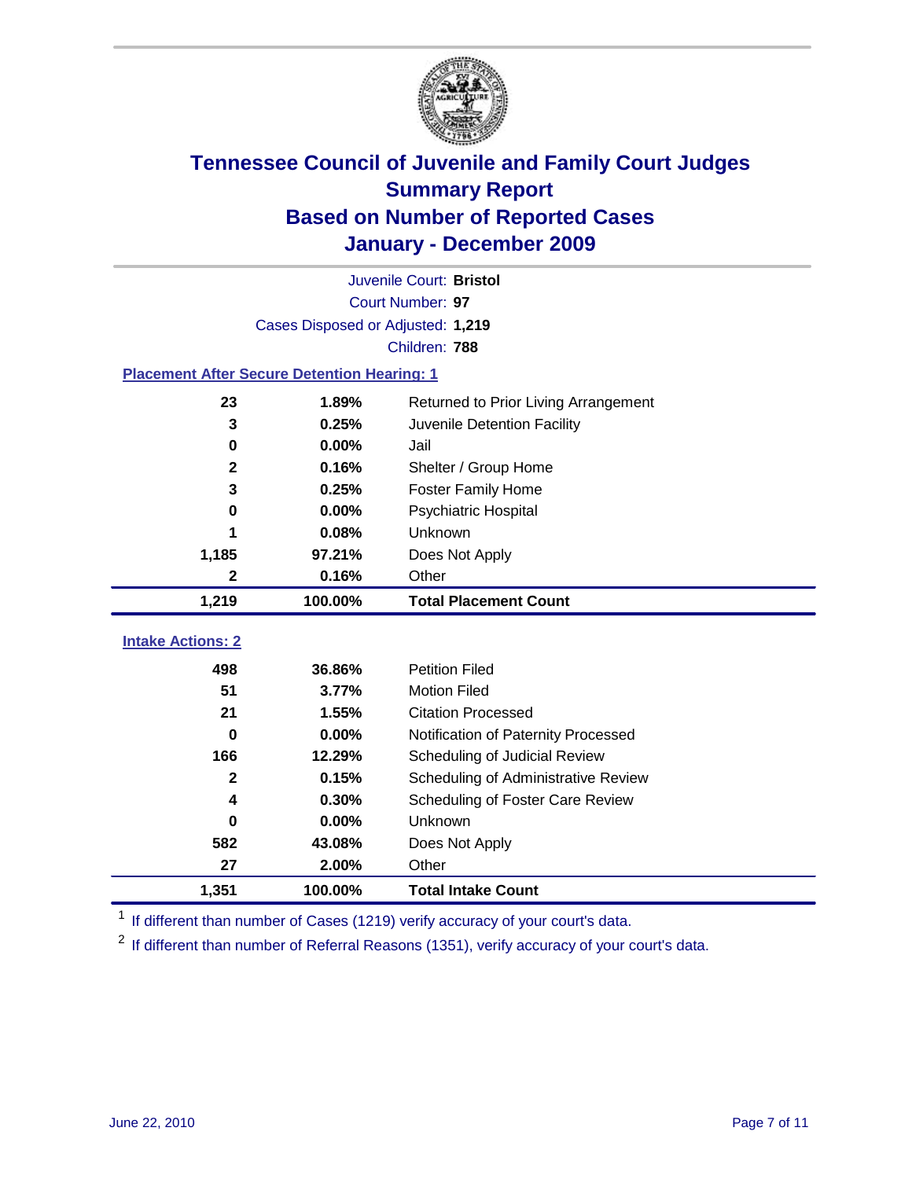# Tennessee Council of Juvenile and Family Court Judges
## Summary Report
## Based on Number of Reported Cases
## January - December 2009

Juvenile Court: **Bristol**

Court Number: **97**

Cases Disposed or Adjusted: **1,219**

Children: **788**

### Placement After Secure Detention Hearing: 1

| | | |
|---|---|---|
| 23 | 1.89% | Returned to Prior Living Arrangement |
| 3 | 0.25% | Juvenile Detention Facility |
| 0 | 0.00% | Jail |
| 2 | 0.16% | Shelter / Group Home |
| 3 | 0.25% | Foster Family Home |
| 0 | 0.00% | Psychiatric Hospital |
| 1 | 0.08% | Unknown |
| 1,185 | 97.21% | Does Not Apply |
| 2 | 0.16% | Other |
| **1,219** | **100.00%** | **Total Placement Count** |

### Intake Actions: 2

| | | |
|---|---|---|
| 498 | 36.86% | Petition Filed |
| 51 | 3.77% | Motion Filed |
| 21 | 1.55% | Citation Processed |
| 0 | 0.00% | Notification of Paternity Processed |
| 166 | 12.29% | Scheduling of Judicial Review |
| 2 | 0.15% | Scheduling of Administrative Review |
| 4 | 0.30% | Scheduling of Foster Care Review |
| 0 | 0.00% | Unknown |
| 582 | 43.08% | Does Not Apply |
| 27 | 2.00% | Other |
| **1,351** | **100.00%** | **Total Intake Count** |

[1] If different than number of Cases (1219) verify accuracy of your court's data.

[2] If different than number of Referral Reasons (1351), verify accuracy of your court's data.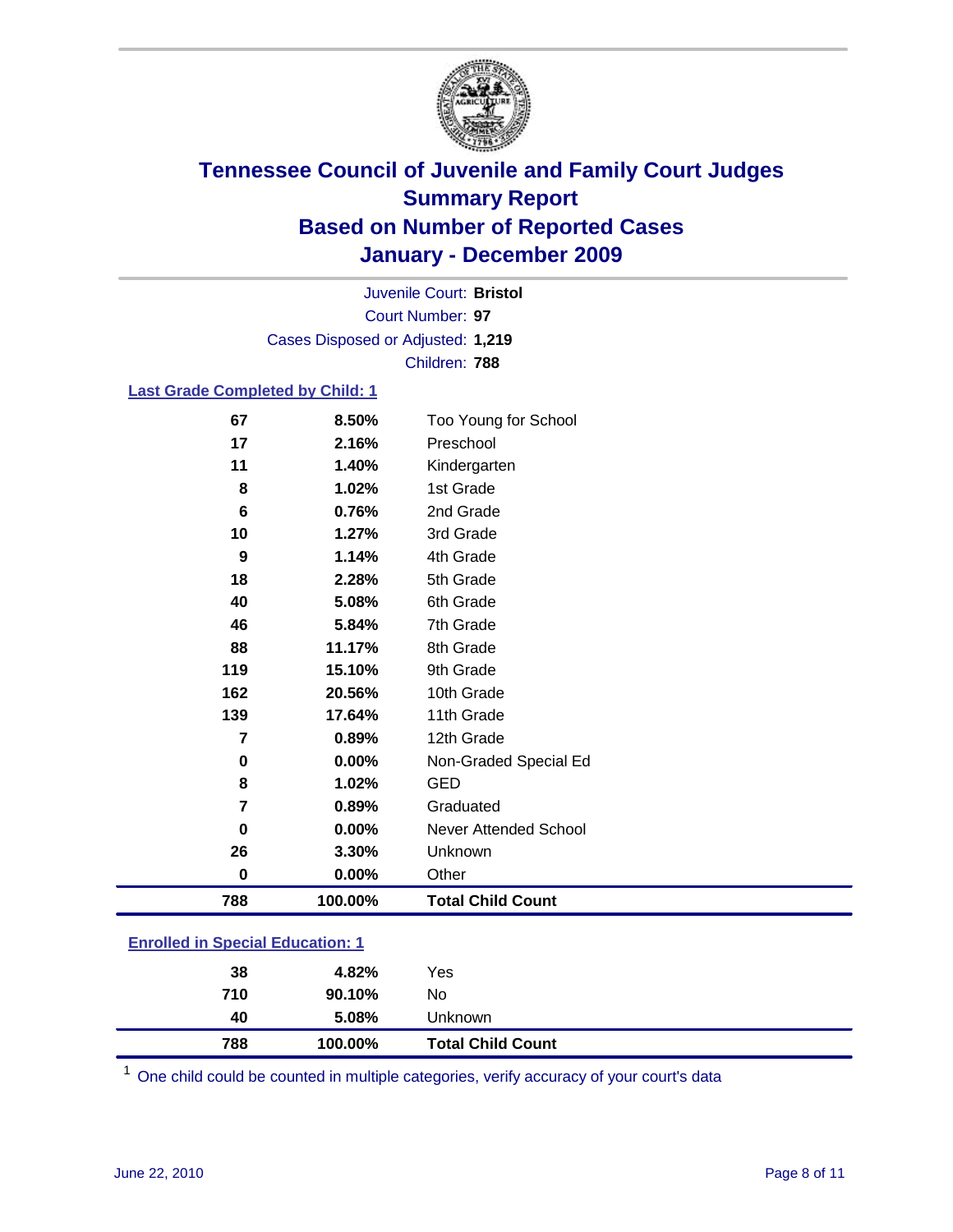# Tennessee Council of Juvenile and Family Court Judges
## Summary Report
## Based on Number of Reported Cases
## January - December 2009

Juvenile Court: **Bristol**
Court Number: **97**
Cases Disposed or Adjusted: **1,219**
Children: **788**

### Last Grade Completed by Child: 1

| Count | Percent | Category |
|---|---|---|
| 67 | 8.50% | Too Young for School |
| 17 | 2.16% | Preschool |
| 11 | 1.40% | Kindergarten |
| 8 | 1.02% | 1st Grade |
| 6 | 0.76% | 2nd Grade |
| 10 | 1.27% | 3rd Grade |
| 9 | 1.14% | 4th Grade |
| 18 | 2.28% | 5th Grade |
| 40 | 5.08% | 6th Grade |
| 46 | 5.84% | 7th Grade |
| 88 | 11.17% | 8th Grade |
| 119 | 15.10% | 9th Grade |
| 162 | 20.56% | 10th Grade |
| 139 | 17.64% | 11th Grade |
| 7 | 0.89% | 12th Grade |
| 0 | 0.00% | Non-Graded Special Ed |
| 8 | 1.02% | GED |
| 7 | 0.89% | Graduated |
| 0 | 0.00% | Never Attended School |
| 26 | 3.30% | Unknown |
| 0 | 0.00% | Other |
| **788** | **100.00%** | **Total Child Count** |

### Enrolled in Special Education: 1

| Count | Percent | Category |
|---|---|---|
| 38 | 4.82% | Yes |
| 710 | 90.10% | No |
| 40 | 5.08% | Unknown |
| **788** | **100.00%** | **Total Child Count** |

[1] One child could be counted in multiple categories, verify accuracy of your court's data

June 22, 2010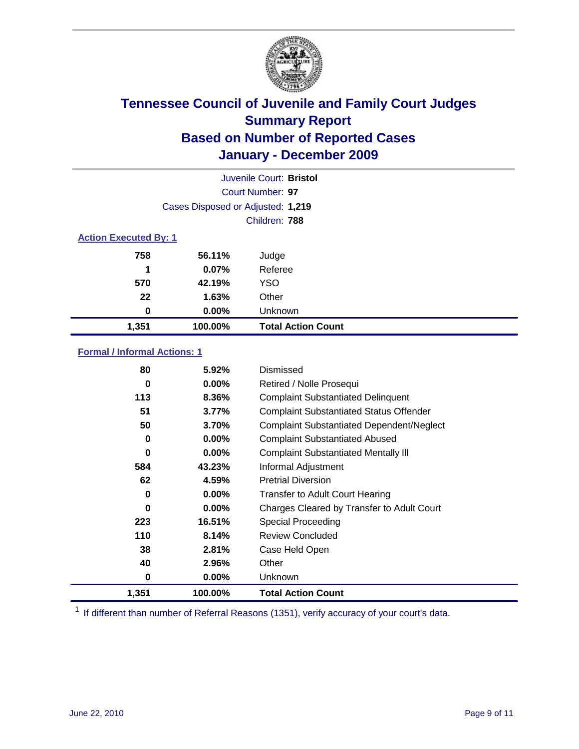# Tennessee Council of Juvenile and Family Court Judges
## Summary Report
## Based on Number of Reported Cases
## January - December 2009

Juvenile Court: **Bristol**

Court Number: **97**

Cases Disposed or Adjusted: **1,219**

Children: **788**

### Action Executed By: 1

| | | |
|---|---|---|
| 758 | 56.11% | Judge |
| 1 | 0.07% | Referee |
| 570 | 42.19% | YSO |
| 22 | 1.63% | Other |
| 0 | 0.00% | Unknown |
| **1,351** | **100.00%** | **Total Action Count** |

### Formal / Informal Actions: 1

| | | |
|---|---|---|
| 80 | 5.92% | Dismissed |
| 0 | 0.00% | Retired / Nolle Prosequi |
| 113 | 8.36% | Complaint Substantiated Delinquent |
| 51 | 3.77% | Complaint Substantiated Status Offender |
| 50 | 3.70% | Complaint Substantiated Dependent/Neglect |
| 0 | 0.00% | Complaint Substantiated Abused |
| 0 | 0.00% | Complaint Substantiated Mentally Ill |
| 584 | 43.23% | Informal Adjustment |
| 62 | 4.59% | Pretrial Diversion |
| 0 | 0.00% | Transfer to Adult Court Hearing |
| 0 | 0.00% | Charges Cleared by Transfer to Adult Court |
| 223 | 16.51% | Special Proceeding |
| 110 | 8.14% | Review Concluded |
| 38 | 2.81% | Case Held Open |
| 40 | 2.96% | Other |
| 0 | 0.00% | Unknown |
| **1,351** | **100.00%** | **Total Action Count** |

[1] If different than number of Referral Reasons (1351), verify accuracy of your court's data.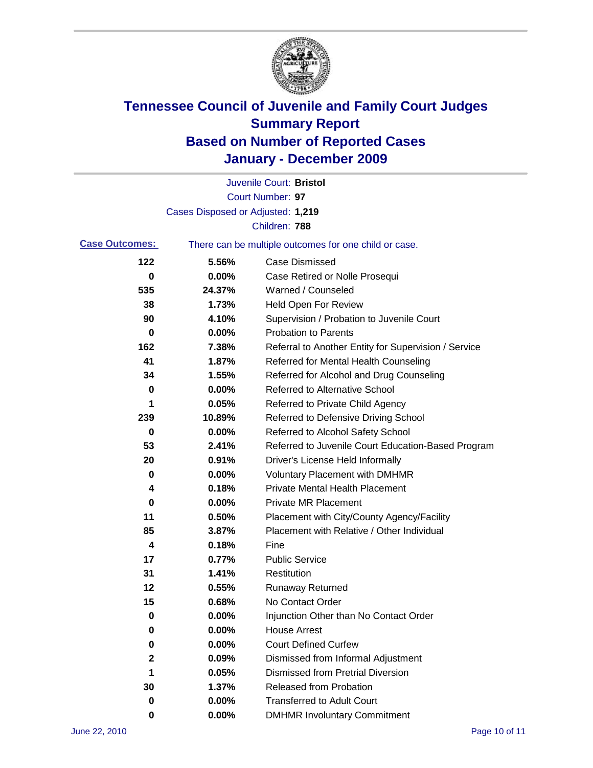# Tennessee Council of Juvenile and Family Court Judges
## Summary Report
## Based on Number of Reported Cases
## January - December 2009

Juvenile Court: **Bristol**

Court Number: **97**

Cases Disposed or Adjusted: **1,219**

Children: **788**

**Case Outcomes:** There can be multiple outcomes for one child or case.

| Count | Percent | Outcome |
|---|---|---|
| 122 | 5.56% | Case Dismissed |
| 0 | 0.00% | Case Retired or Nolle Prosequi |
| 535 | 24.37% | Warned / Counseled |
| 38 | 1.73% | Held Open For Review |
| 90 | 4.10% | Supervision / Probation to Juvenile Court |
| 0 | 0.00% | Probation to Parents |
| 162 | 7.38% | Referral to Another Entity for Supervision / Service |
| 41 | 1.87% | Referred for Mental Health Counseling |
| 34 | 1.55% | Referred for Alcohol and Drug Counseling |
| 0 | 0.00% | Referred to Alternative School |
| 1 | 0.05% | Referred to Private Child Agency |
| 239 | 10.89% | Referred to Defensive Driving School |
| 0 | 0.00% | Referred to Alcohol Safety School |
| 53 | 2.41% | Referred to Juvenile Court Education-Based Program |
| 20 | 0.91% | Driver's License Held Informally |
| 0 | 0.00% | Voluntary Placement with DMHMR |
| 4 | 0.18% | Private Mental Health Placement |
| 0 | 0.00% | Private MR Placement |
| 11 | 0.50% | Placement with City/County Agency/Facility |
| 85 | 3.87% | Placement with Relative / Other Individual |
| 4 | 0.18% | Fine |
| 17 | 0.77% | Public Service |
| 31 | 1.41% | Restitution |
| 12 | 0.55% | Runaway Returned |
| 15 | 0.68% | No Contact Order |
| 0 | 0.00% | Injunction Other than No Contact Order |
| 0 | 0.00% | House Arrest |
| 0 | 0.00% | Court Defined Curfew |
| 2 | 0.09% | Dismissed from Informal Adjustment |
| 1 | 0.05% | Dismissed from Pretrial Diversion |
| 30 | 1.37% | Released from Probation |
| 0 | 0.00% | Transferred to Adult Court |
| 0 | 0.00% | DMHMR Involuntary Commitment |

June 22, 2010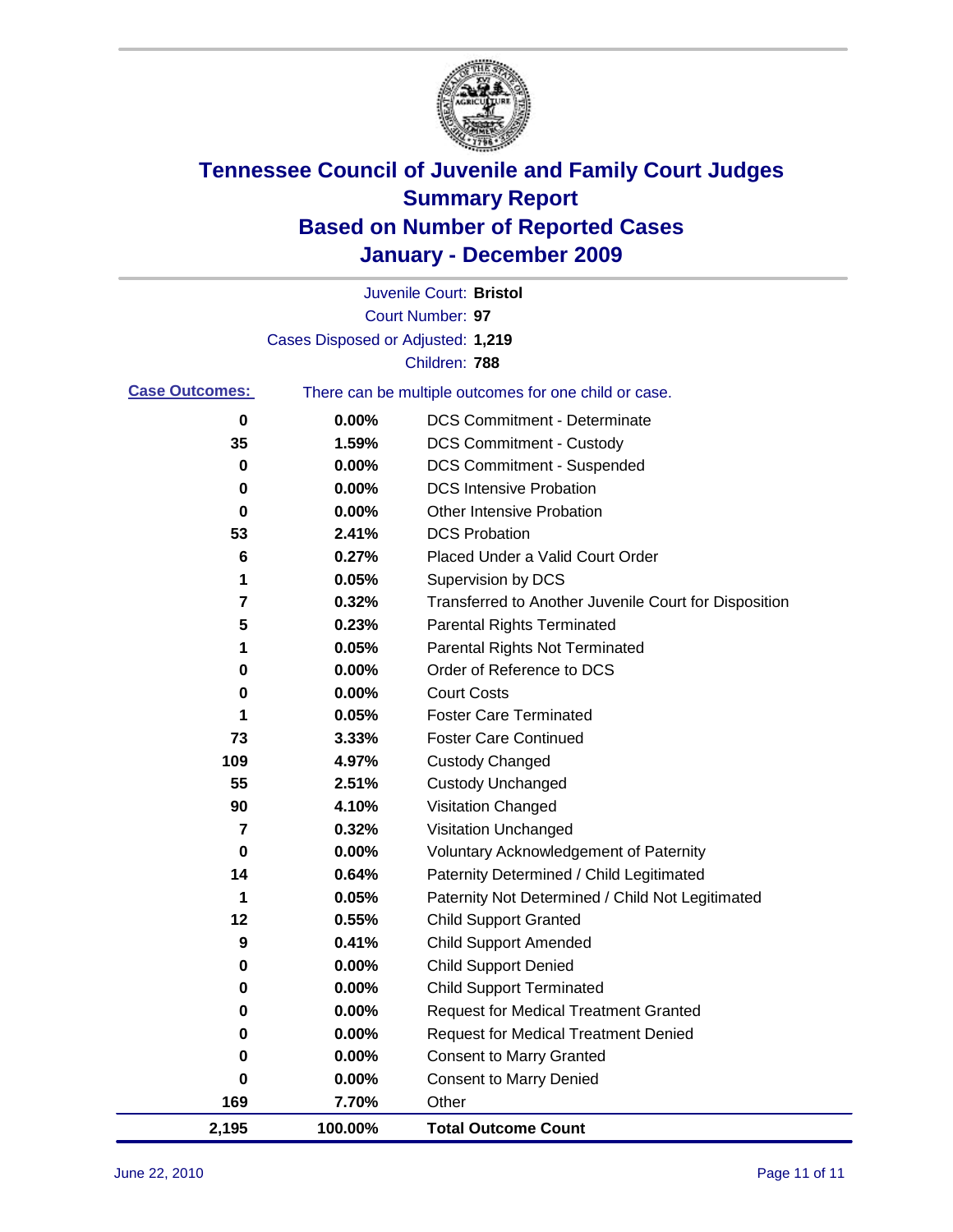# Tennessee Council of Juvenile and Family Court Judges
## Summary Report
## Based on Number of Reported Cases
## January - December 2009

Juvenile Court: **Bristol**

Court Number: **97**

Cases Disposed or Adjusted: **1,219**

Children: **788**

**Case Outcomes:** There can be multiple outcomes for one child or case.

| | | |
|---|---|---|
| 0 | 0.00% | DCS Commitment - Determinate |
| 35 | 1.59% | DCS Commitment - Custody |
| 0 | 0.00% | DCS Commitment - Suspended |
| 0 | 0.00% | DCS Intensive Probation |
| 0 | 0.00% | Other Intensive Probation |
| 53 | 2.41% | DCS Probation |
| 6 | 0.27% | Placed Under a Valid Court Order |
| 1 | 0.05% | Supervision by DCS |
| 7 | 0.32% | Transferred to Another Juvenile Court for Disposition |
| 5 | 0.23% | Parental Rights Terminated |
| 1 | 0.05% | Parental Rights Not Terminated |
| 0 | 0.00% | Order of Reference to DCS |
| 0 | 0.00% | Court Costs |
| 1 | 0.05% | Foster Care Terminated |
| 73 | 3.33% | Foster Care Continued |
| 109 | 4.97% | Custody Changed |
| 55 | 2.51% | Custody Unchanged |
| 90 | 4.10% | Visitation Changed |
| 7 | 0.32% | Visitation Unchanged |
| 0 | 0.00% | Voluntary Acknowledgement of Paternity |
| 14 | 0.64% | Paternity Determined / Child Legitimated |
| 1 | 0.05% | Paternity Not Determined / Child Not Legitimated |
| 12 | 0.55% | Child Support Granted |
| 9 | 0.41% | Child Support Amended |
| 0 | 0.00% | Child Support Denied |
| 0 | 0.00% | Child Support Terminated |
| 0 | 0.00% | Request for Medical Treatment Granted |
| 0 | 0.00% | Request for Medical Treatment Denied |
| 0 | 0.00% | Consent to Marry Granted |
| 0 | 0.00% | Consent to Marry Denied |
| 169 | 7.70% | Other |
| **2,195** | **100.00%** | **Total Outcome Count** |

June 22, 2010